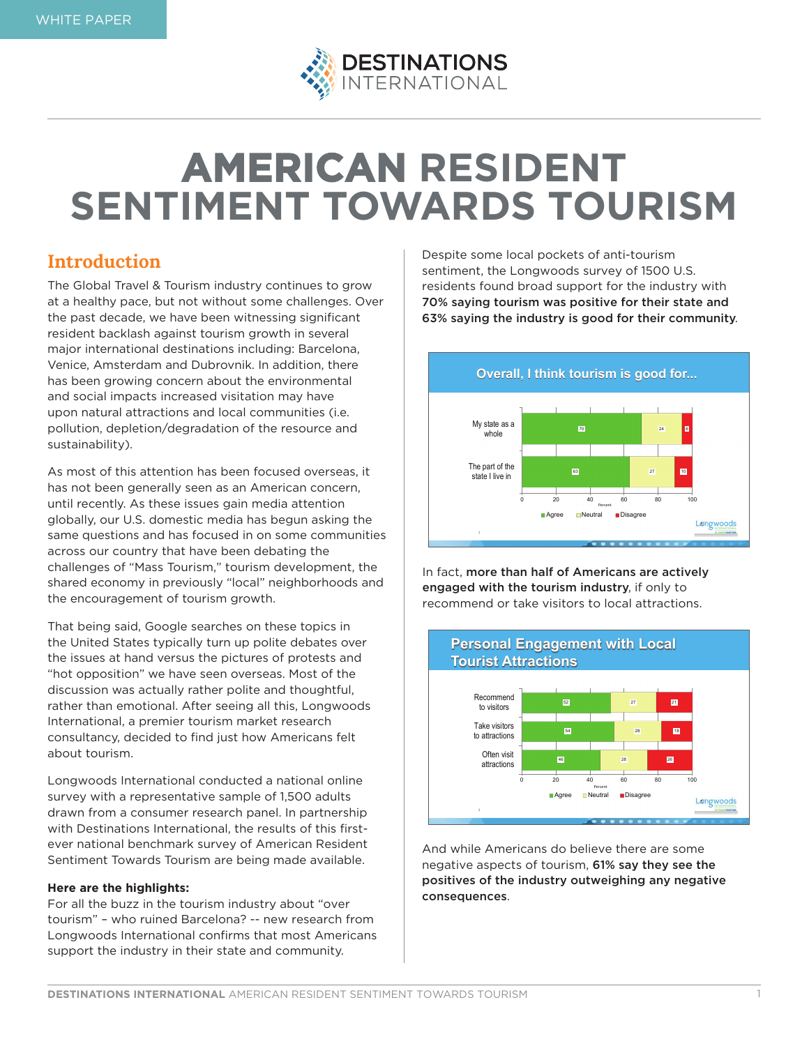WHITE PAPER

# AMERICAN RESIDENT SENTIMENT TOWARDS TOURISM

## Introduction

The Global Travel & Tourism industry continues to grow at a healthy pace, but not without some challenges. Over the past decade, we have been witnessing significant resident backlash against tourism growth in several major international destinations including: Barcelona, Venice, Amsterdam and Dubrovnik. In addition, there has been growing concern about the environmental and social impacts increased visitation may have upon natural attractions and local communities (i.e. pollution, depletion/degradation of the resource and sustainability).

As most of this attention has been focused overseas, it has not been generally seen as an American concern, until recently. As these issues gain media attention globally, our U.S. domestic media has begun asking the same questions and has focused in on some communities across our country that have been debating the challenges of "Mass Tourism," tourism development, the shared economy in previously "local" neighborhoods and the encouragement of tourism growth.

That being said, Google searches on these topics in the United States typically turn up polite debates over the issues at hand versus the pictures of protests and "hot opposition" we have seen overseas. Most of the discussion was actually rather polite and thoughtful, rather than emotional. After seeing all this, Longwoods International, a premier tourism market research consultancy, decided to find just how Americans felt about tourism.

Longwoods International conducted a national online survey with a representative sample of 1,500 adults drawn from a consumer research panel. In partnership with Destinations International, the results of this first-ever national benchmark survey of American Resident Sentiment Towards Tourism are being made available.

**Here are the highlights:**

For all the buzz in the tourism industry about "over tourism" – who ruined Barcelona? -- new research from Longwoods International confirms that most Americans support the industry in their state and community.

Despite some local pockets of anti-tourism sentiment, the Longwoods survey of 1500 U.S. residents found broad support for the industry with **70% saying tourism was positive for their state and 63% saying the industry is good for their community**.

**Overall, I think tourism is good for...**

| | Agree | Neutral | Disagree |
|---|---|---|---|
| My state as a whole | 70 | 24 | 6 |
| The part of the state I live in | 63 | 27 | 10 |

In fact, **more than half of Americans are actively engaged with the tourism industry**, if only to recommend or take visitors to local attractions.

**Personal Engagement with Local Tourist Attractions**

| | Agree | Neutral | Disagree |
|---|---|---|---|
| Recommend to visitors | 52 | 27 | 21 |
| Take visitors to attractions | 54 | 28 | 18 |
| Often visit attractions | 46 | 28 | 26 |

And while Americans do believe there are some negative aspects of tourism, **61% say they see the positives of the industry outweighing any negative consequences**.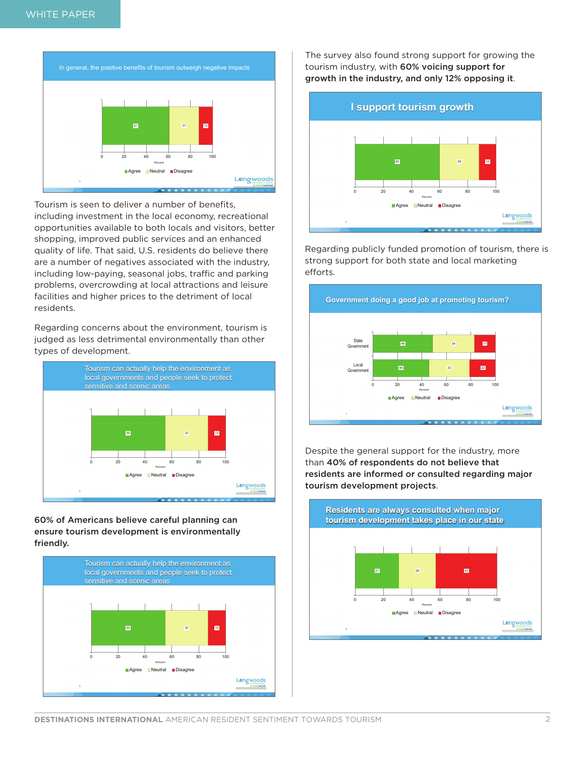**In general, the positive benefits of tourism outweigh negative impacts**

| Agree | Neutral | Disagree |
|---|---|---|
| 61 | 27 | 12 |

Tourism is seen to deliver a number of benefits, including investment in the local economy, recreational opportunities available to both locals and visitors, better shopping, improved public services and an enhanced quality of life. That said, U.S. residents do believe there are a number of negatives associated with the industry, including low-paying, seasonal jobs, traffic and parking problems, overcrowding at local attractions and leisure facilities and higher prices to the detriment of local residents.

Regarding concerns about the environment, tourism is judged as less detrimental environmentally than other types of development.

**Tourism can actually help the environment as local governments and people seek to protect sensitive and scenic areas**

| Agree | Neutral | Disagree |
|---|---|---|
| 55 | 32 | 13 |

**60% of Americans believe careful planning can ensure tourism development is environmentally friendly.**

**Tourism can actually help the environment as local governments and people seek to protect sensitive and scenic areas**

| Agree | Neutral | Disagree |
|---|---|---|
| 55 | 32 | 13 |

The survey also found strong support for growing the tourism industry, with **60% voicing support for growth in the industry, and only 12% opposing it**.

**I support tourism growth**

| Agree | Neutral | Disagree |
|---|---|---|
| 60 | 28 | 12 |

Regarding publicly funded promotion of tourism, there is strong support for both state and local marketing efforts.

**Government doing a good job at promoting tourism?**

| | Agree | Neutral | Disagree |
|---|---|---|---|
| State Government | 49 | 34 | 17 |
| Local Government | 46 | 33 | 22 |

Despite the general support for the industry, more than **40% of respondents do not believe that residents are informed or consulted regarding major tourism development projects**.

**Residents are always consulted when major tourism development takes place in our state**

| Agree | Neutral | Disagree |
|---|---|---|
| 31 | 26 | 43 |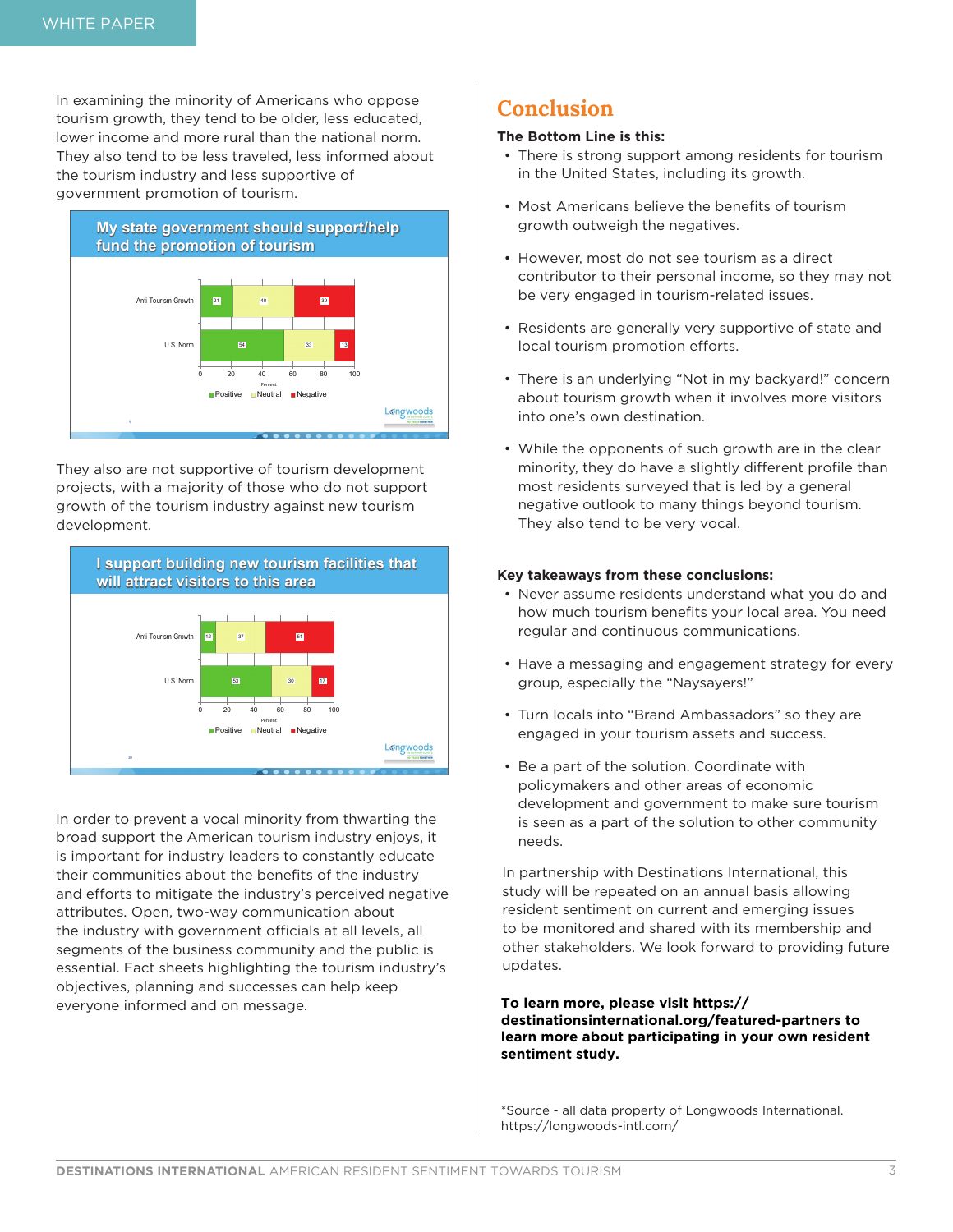WHITE PAPER

In examining the minority of Americans who oppose tourism growth, they tend to be older, less educated, lower income and more rural than the national norm. They also tend to be less traveled, less informed about the tourism industry and less supportive of government promotion of tourism.

My state government should support/help fund the promotion of tourism

Anti-Tourism Growth 21 40 39
U.S. Norm 54 33 13
0 20 40 60 80 100
Percent
Positive Neutral Negative
Longwoods

They also are not supportive of tourism development projects, with a majority of those who do not support growth of the tourism industry against new tourism development.

I support building new tourism facilities that will attract visitors to this area

Anti-Tourism Growth 12 37 51
U.S. Norm 53 30 17
0 20 40 60 80 100
Percent
Positive Neutral Negative
Longwoods

In order to prevent a vocal minority from thwarting the broad support the American tourism industry enjoys, it is important for industry leaders to constantly educate their communities about the benefits of the industry and efforts to mitigate the industry's perceived negative attributes. Open, two-way communication about the industry with government officials at all levels, all segments of the business community and the public is essential. Fact sheets highlighting the tourism industry's objectives, planning and successes can help keep everyone informed and on message.

## Conclusion

**The Bottom Line is this:**

- There is strong support among residents for tourism in the United States, including its growth.
- Most Americans believe the benefits of tourism growth outweigh the negatives.
- However, most do not see tourism as a direct contributor to their personal income, so they may not be very engaged in tourism-related issues.
- Residents are generally very supportive of state and local tourism promotion efforts.
- There is an underlying "Not in my backyard!" concern about tourism growth when it involves more visitors into one's own destination.
- While the opponents of such growth are in the clear minority, they do have a slightly different profile than most residents surveyed that is led by a general negative outlook to many things beyond tourism. They also tend to be very vocal.

**Key takeaways from these conclusions:**

- Never assume residents understand what you do and how much tourism benefits your local area. You need regular and continuous communications.
- Have a messaging and engagement strategy for every group, especially the "Naysayers!"
- Turn locals into "Brand Ambassadors" so they are engaged in your tourism assets and success.
- Be a part of the solution. Coordinate with policymakers and other areas of economic development and government to make sure tourism is seen as a part of the solution to other community needs.

In partnership with Destinations International, this study will be repeated on an annual basis allowing resident sentiment on current and emerging issues to be monitored and shared with its membership and other stakeholders. We look forward to providing future updates.

**To learn more, please visit https://destinationsinternational.org/featured-partners to learn more about participating in your own resident sentiment study.**

*Source - all data property of Longwoods International. https://longwoods-intl.com/